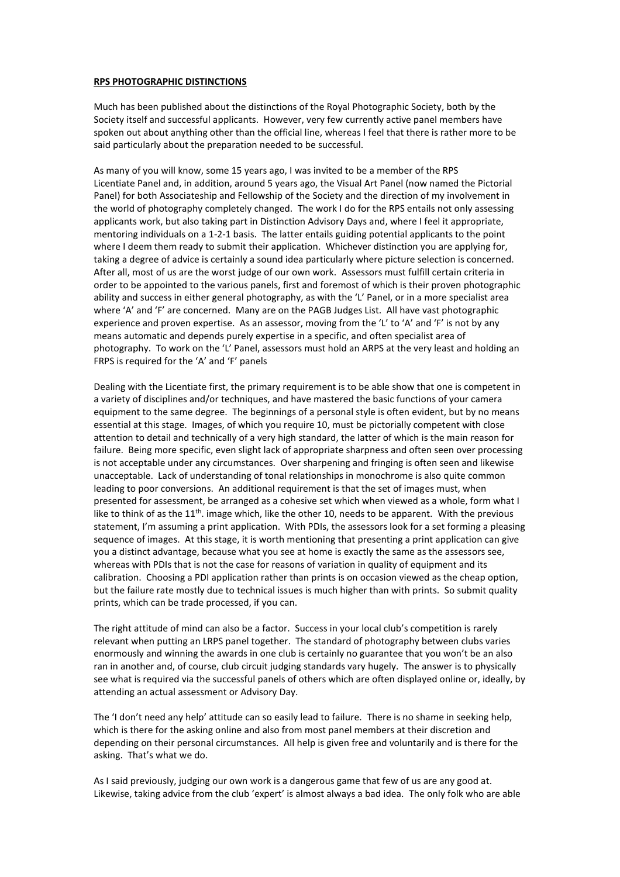**RPS PHOTOGRAPHIC DISTINCTIONS**

Much has been published about the distinctions of the Royal Photographic Society, both by the Society itself and successful applicants. However, very few currently active panel members have spoken out about anything other than the official line, whereas I feel that there is rather more to be said particularly about the preparation needed to be successful.

As many of you will know, some 15 years ago, I was invited to be a member of the RPS Licentiate Panel and, in addition, around 5 years ago, the Visual Art Panel (now named the Pictorial Panel) for both Associateship and Fellowship of the Society and the direction of my involvement in the world of photography completely changed. The work I do for the RPS entails not only assessing applicants work, but also taking part in Distinction Advisory Days and, where I feel it appropriate, mentoring individuals on a 1-2-1 basis. The latter entails guiding potential applicants to the point where I deem them ready to submit their application. Whichever distinction you are applying for, taking a degree of advice is certainly a sound idea particularly where picture selection is concerned. After all, most of us are the worst judge of our own work. Assessors must fulfill certain criteria in order to be appointed to the various panels, first and foremost of which is their proven photographic ability and success in either general photography, as with the 'L' Panel, or in a more specialist area where 'A' and 'F' are concerned. Many are on the PAGB Judges List. All have vast photographic experience and proven expertise. As an assessor, moving from the 'L' to 'A' and 'F' is not by any means automatic and depends purely expertise in a specific, and often specialist area of photography. To work on the 'L' Panel, assessors must hold an ARPS at the very least and holding an FRPS is required for the 'A' and 'F' panels

Dealing with the Licentiate first, the primary requirement is to be able show that one is competent in a variety of disciplines and/or techniques, and have mastered the basic functions of your camera equipment to the same degree. The beginnings of a personal style is often evident, but by no means essential at this stage. Images, of which you require 10, must be pictorially competent with close attention to detail and technically of a very high standard, the latter of which is the main reason for failure. Being more specific, even slight lack of appropriate sharpness and often seen over processing is not acceptable under any circumstances. Over sharpening and fringing is often seen and likewise unacceptable. Lack of understanding of tonal relationships in monochrome is also quite common leading to poor conversions. An additional requirement is that the set of images must, when presented for assessment, be arranged as a cohesive set which when viewed as a whole, form what I like to think of as the 11th. image which, like the other 10, needs to be apparent. With the previous statement, I'm assuming a print application. With PDIs, the assessors look for a set forming a pleasing sequence of images. At this stage, it is worth mentioning that presenting a print application can give you a distinct advantage, because what you see at home is exactly the same as the assessors see, whereas with PDIs that is not the case for reasons of variation in quality of equipment and its calibration. Choosing a PDI application rather than prints is on occasion viewed as the cheap option, but the failure rate mostly due to technical issues is much higher than with prints. So submit quality prints, which can be trade processed, if you can.

The right attitude of mind can also be a factor. Success in your local club's competition is rarely relevant when putting an LRPS panel together. The standard of photography between clubs varies enormously and winning the awards in one club is certainly no guarantee that you won't be an also ran in another and, of course, club circuit judging standards vary hugely. The answer is to physically see what is required via the successful panels of others which are often displayed online or, ideally, by attending an actual assessment or Advisory Day.

The 'I don't need any help' attitude can so easily lead to failure. There is no shame in seeking help, which is there for the asking online and also from most panel members at their discretion and depending on their personal circumstances. All help is given free and voluntarily and is there for the asking. That's what we do.

As I said previously, judging our own work is a dangerous game that few of us are any good at. Likewise, taking advice from the club 'expert' is almost always a bad idea. The only folk who are able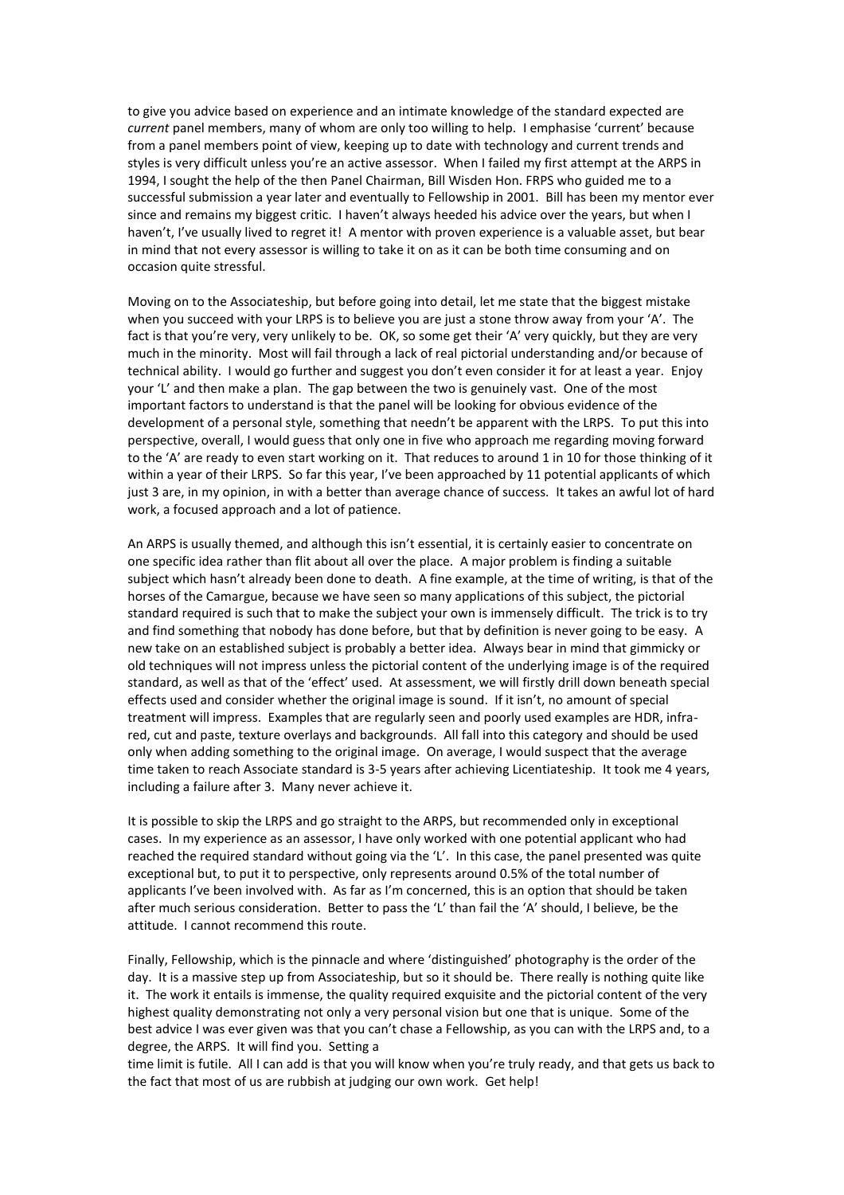to give you advice based on experience and an intimate knowledge of the standard expected are *current* panel members, many of whom are only too willing to help. I emphasise 'current' because from a panel members point of view, keeping up to date with technology and current trends and styles is very difficult unless you're an active assessor. When I failed my first attempt at the ARPS in 1994, I sought the help of the then Panel Chairman, Bill Wisden Hon. FRPS who guided me to a successful submission a year later and eventually to Fellowship in 2001. Bill has been my mentor ever since and remains my biggest critic. I haven't always heeded his advice over the years, but when I haven't, I've usually lived to regret it! A mentor with proven experience is a valuable asset, but bear in mind that not every assessor is willing to take it on as it can be both time consuming and on occasion quite stressful.

Moving on to the Associateship, but before going into detail, let me state that the biggest mistake when you succeed with your LRPS is to believe you are just a stone throw away from your 'A'. The fact is that you're very, very unlikely to be. OK, so some get their 'A' very quickly, but they are very much in the minority. Most will fail through a lack of real pictorial understanding and/or because of technical ability. I would go further and suggest you don't even consider it for at least a year. Enjoy your 'L' and then make a plan. The gap between the two is genuinely vast. One of the most important factors to understand is that the panel will be looking for obvious evidence of the development of a personal style, something that needn't be apparent with the LRPS. To put this into perspective, overall, I would guess that only one in five who approach me regarding moving forward to the 'A' are ready to even start working on it. That reduces to around 1 in 10 for those thinking of it within a year of their LRPS. So far this year, I've been approached by 11 potential applicants of which just 3 are, in my opinion, in with a better than average chance of success. It takes an awful lot of hard work, a focused approach and a lot of patience.

An ARPS is usually themed, and although this isn't essential, it is certainly easier to concentrate on one specific idea rather than flit about all over the place. A major problem is finding a suitable subject which hasn't already been done to death. A fine example, at the time of writing, is that of the horses of the Camargue, because we have seen so many applications of this subject, the pictorial standard required is such that to make the subject your own is immensely difficult. The trick is to try and find something that nobody has done before, but that by definition is never going to be easy. A new take on an established subject is probably a better idea. Always bear in mind that gimmicky or old techniques will not impress unless the pictorial content of the underlying image is of the required standard, as well as that of the 'effect' used. At assessment, we will firstly drill down beneath special effects used and consider whether the original image is sound. If it isn't, no amount of special treatment will impress. Examples that are regularly seen and poorly used examples are HDR, infra-red, cut and paste, texture overlays and backgrounds. All fall into this category and should be used only when adding something to the original image. On average, I would suspect that the average time taken to reach Associate standard is 3-5 years after achieving Licentiateship. It took me 4 years, including a failure after 3. Many never achieve it.

It is possible to skip the LRPS and go straight to the ARPS, but recommended only in exceptional cases. In my experience as an assessor, I have only worked with one potential applicant who had reached the required standard without going via the 'L'. In this case, the panel presented was quite exceptional but, to put it to perspective, only represents around 0.5% of the total number of applicants I've been involved with. As far as I'm concerned, this is an option that should be taken after much serious consideration. Better to pass the 'L' than fail the 'A' should, I believe, be the attitude. I cannot recommend this route.

Finally, Fellowship, which is the pinnacle and where 'distinguished' photography is the order of the day. It is a massive step up from Associateship, but so it should be. There really is nothing quite like it. The work it entails is immense, the quality required exquisite and the pictorial content of the very highest quality demonstrating not only a very personal vision but one that is unique. Some of the best advice I was ever given was that you can't chase a Fellowship, as you can with the LRPS and, to a degree, the ARPS. It will find you. Setting a time limit is futile. All I can add is that you will know when you're truly ready, and that gets us back to the fact that most of us are rubbish at judging our own work. Get help!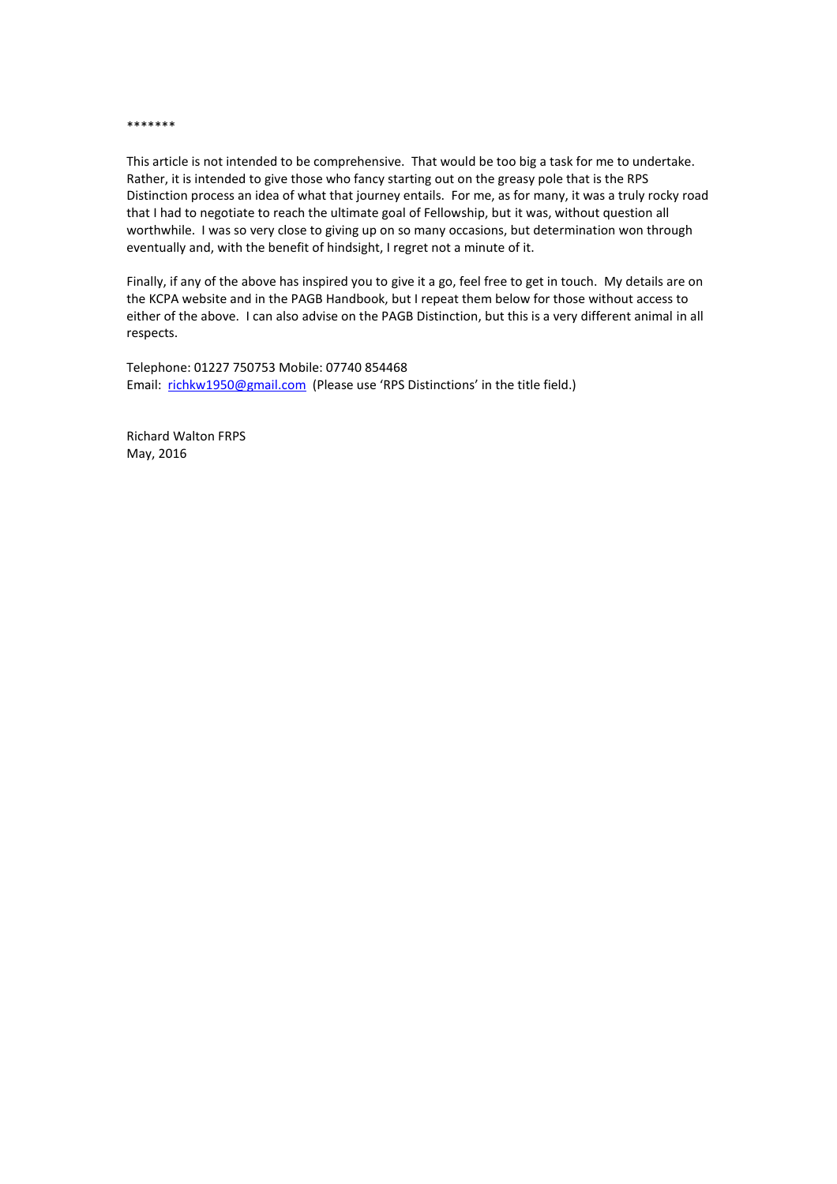*******

This article is not intended to be comprehensive. That would be too big a task for me to undertake. Rather, it is intended to give those who fancy starting out on the greasy pole that is the RPS Distinction process an idea of what that journey entails. For me, as for many, it was a truly rocky road that I had to negotiate to reach the ultimate goal of Fellowship, but it was, without question all worthwhile. I was so very close to giving up on so many occasions, but determination won through eventually and, with the benefit of hindsight, I regret not a minute of it.

Finally, if any of the above has inspired you to give it a go, feel free to get in touch. My details are on the KCPA website and in the PAGB Handbook, but I repeat them below for those without access to either of the above. I can also advise on the PAGB Distinction, but this is a very different animal in all respects.

Telephone: 01227 750753 Mobile: 07740 854468
Email: [richkw1950@gmail.com](mailto:richkw1950@gmail.com) (Please use 'RPS Distinctions' in the title field.)

Richard Walton FRPS
May, 2016